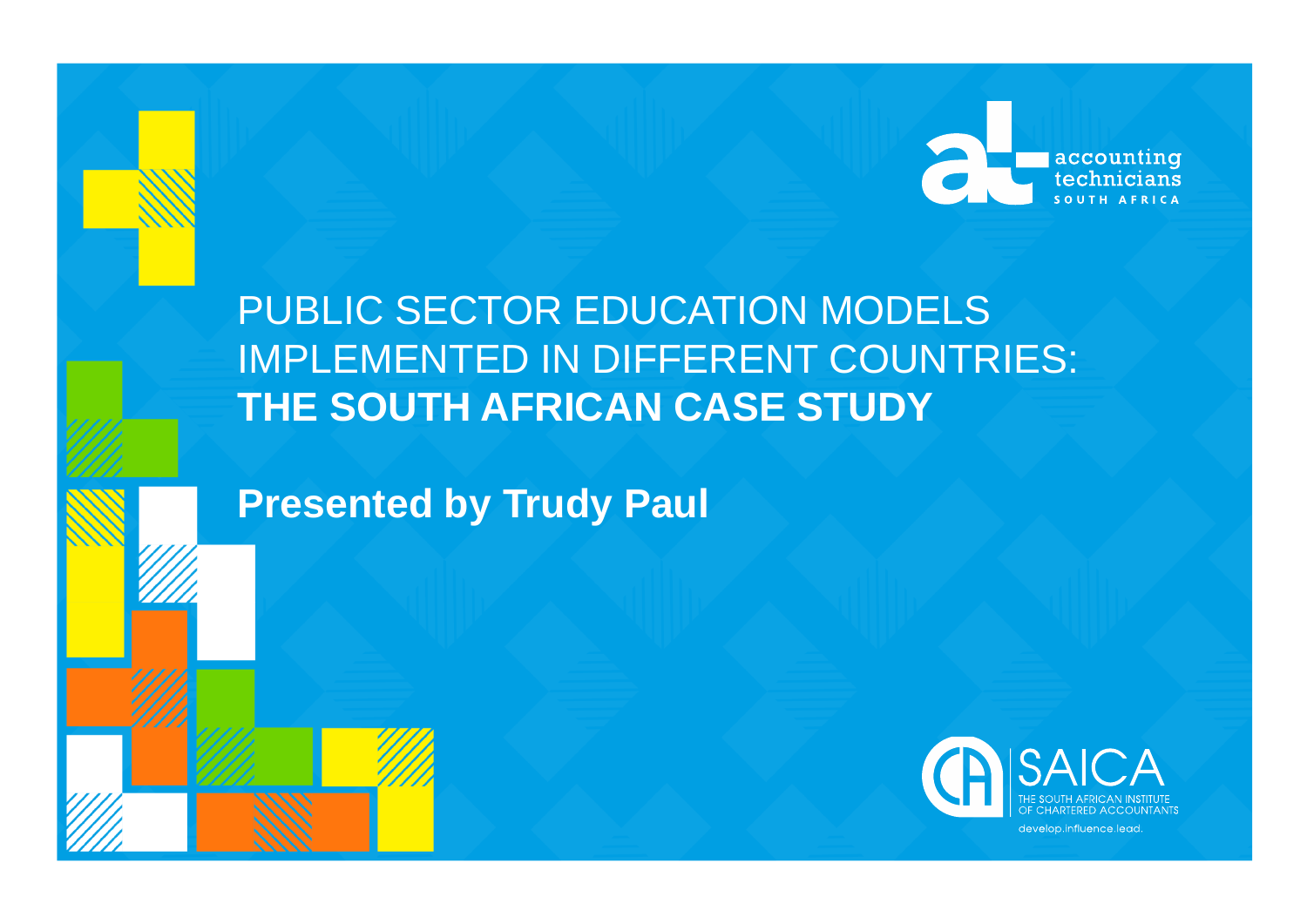accounting technicians SOUTH AFRICA

# PUBLIC SECTOR EDUCATION MODELS IMPLEMENTED IN DIFFERENT COUNTRIES: **THE SOUTH AFRICAN CASE STUDY**

**Presented by Trudy Paul**

SAICA

THE SOUTH AFRICAN INSTITUTE OF CHARTERED ACCOUNTANTS

develop.influence.lead.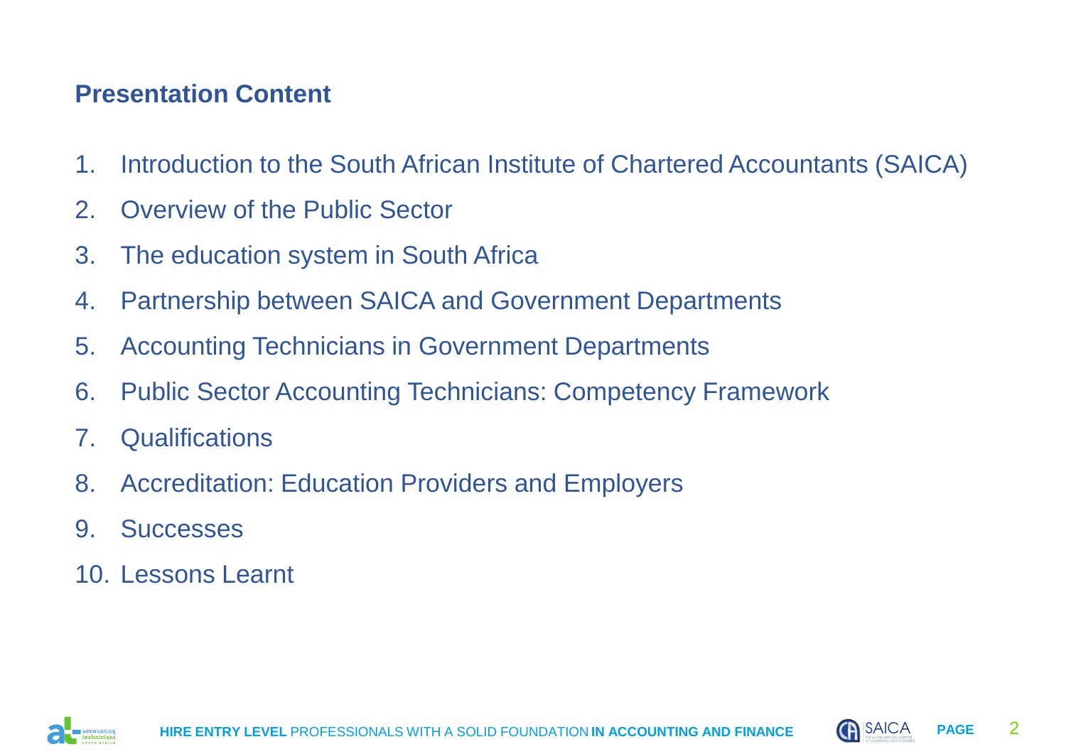## Presentation Content

1. Introduction to the South African Institute of Chartered Accountants (SAICA)
2. Overview of the Public Sector
3. The education system in South Africa
4. Partnership between SAICA and Government Departments
5. Accounting Technicians in Government Departments
6. Public Sector Accounting Technicians: Competency Framework
7. Qualifications
8. Accreditation: Education Providers and Employers
9. Successes
10. Lessons Learnt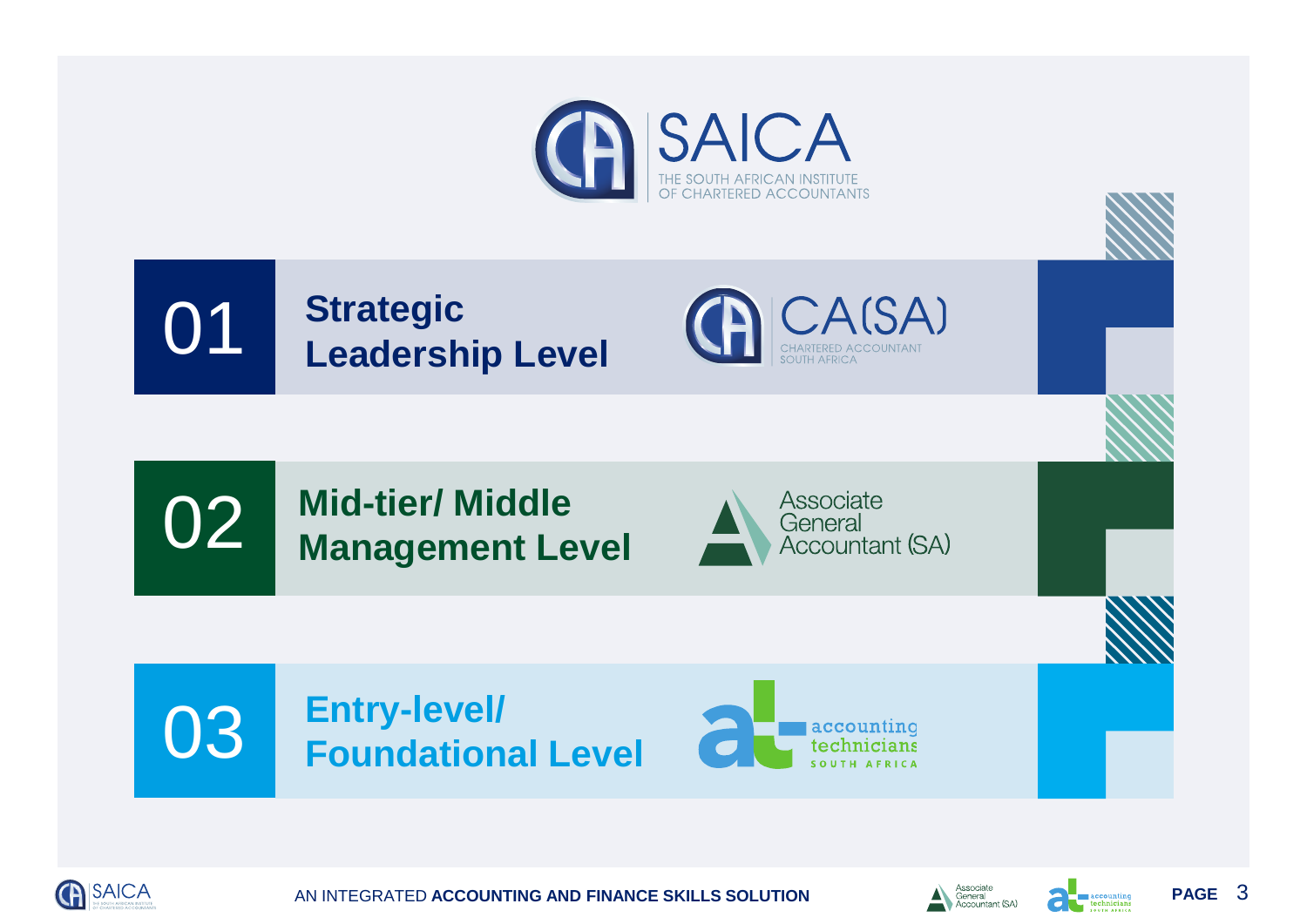SAICA

THE SOUTH AFRICAN INSTITUTE OF CHARTERED ACCOUNTANTS

## 01 Strategic Leadership Level

CA(SA)

CHARTERED ACCOUNTANT SOUTH AFRICA

## 02 Mid-tier/ Middle Management Level

Associate General Accountant (SA)

## 03 Entry-level/ Foundational Level

accounting technicians SOUTH AFRICA

AN INTEGRATED **ACCOUNTING AND FINANCE SKILLS SOLUTION**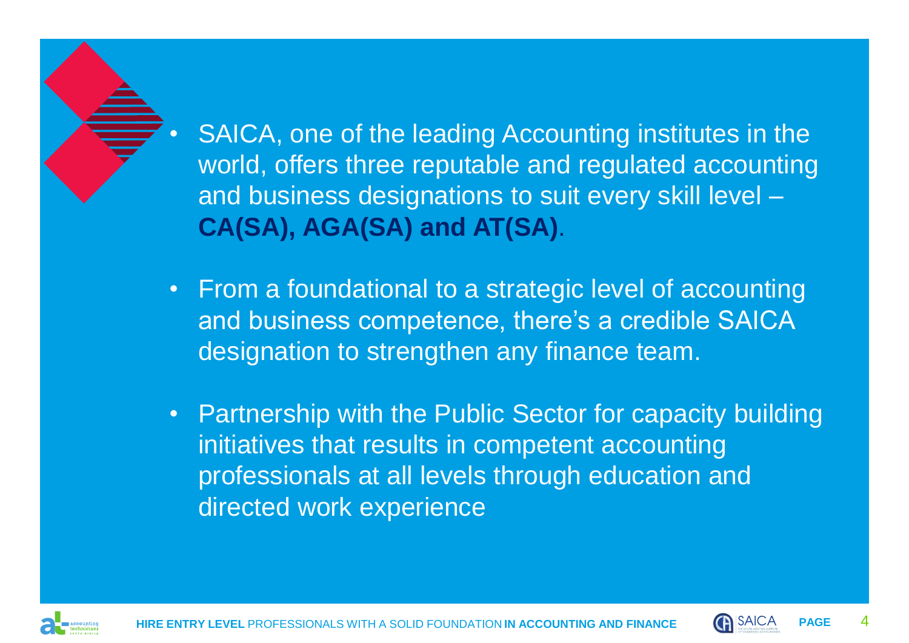- SAICA, one of the leading Accounting institutes in the world, offers three reputable and regulated accounting and business designations to suit every skill level – **CA(SA), AGA(SA) and AT(SA)**.

- From a foundational to a strategic level of accounting and business competence, there's a credible SAICA designation to strengthen any finance team.

- Partnership with the Public Sector for capacity building initiatives that results in competent accounting professionals at all levels through education and directed work experience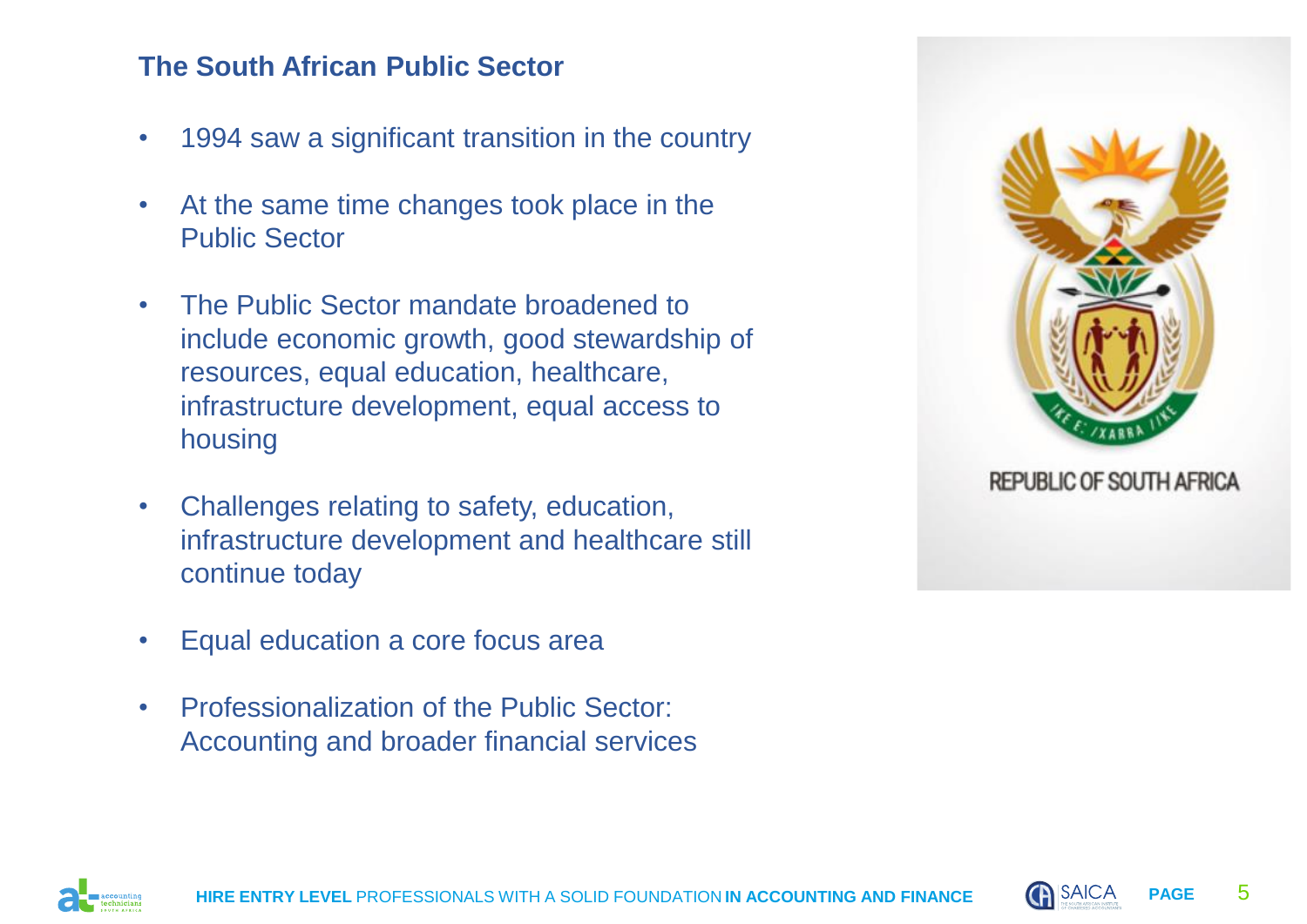## The South African Public Sector

- 1994 saw a significant transition in the country
- At the same time changes took place in the Public Sector
- The Public Sector mandate broadened to include economic growth, good stewardship of resources, equal education, healthcare, infrastructure development, equal access to housing
- Challenges relating to safety, education, infrastructure development and healthcare still continue today
- Equal education a core focus area
- Professionalization of the Public Sector: Accounting and broader financial services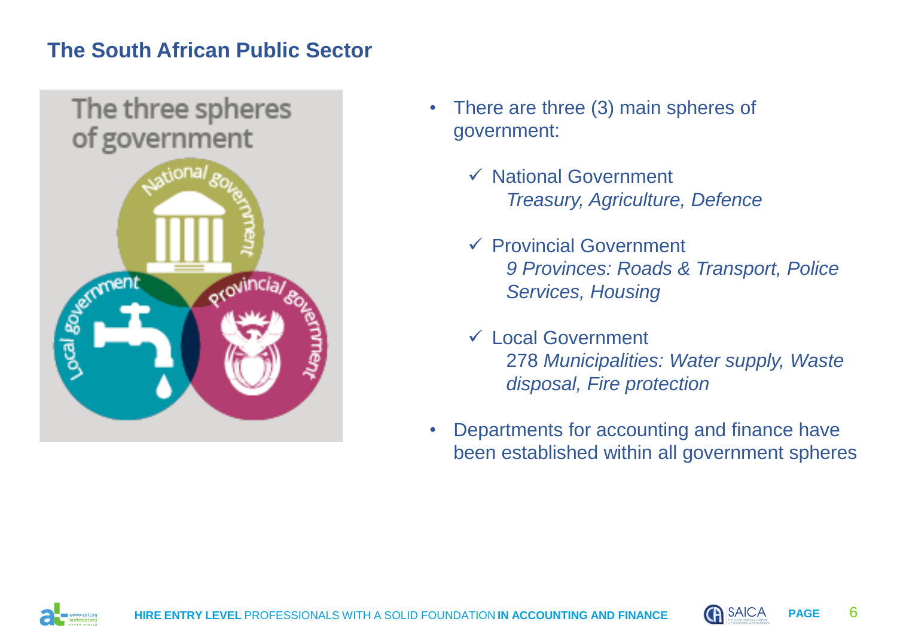# The South African Public Sector

- There are three (3) main spheres of government:
  - ✓ National Government
    *Treasury, Agriculture, Defence*
  - ✓ Provincial Government
    *9 Provinces: Roads & Transport, Police Services, Housing*
  - ✓ Local Government
    278 *Municipalities: Water supply, Waste disposal, Fire protection*
- Departments for accounting and finance have been established within all government spheres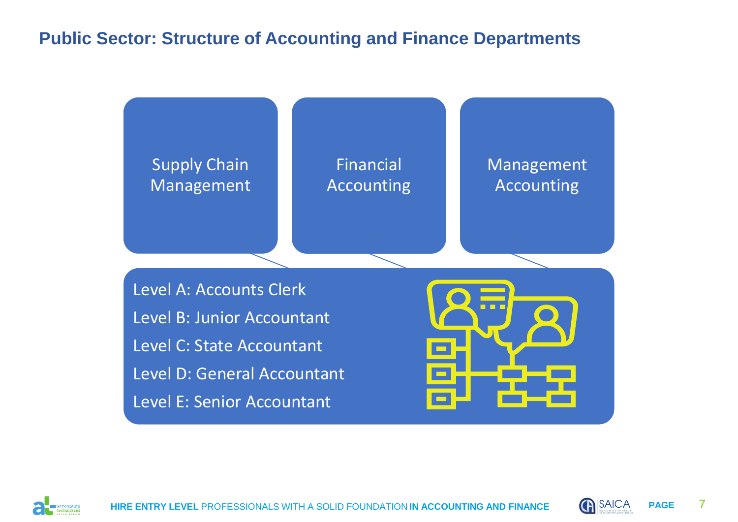# Public Sector: Structure of Accounting and Finance Departments

- Supply Chain Management
- Financial Accounting
- Management Accounting

Level A: Accounts Clerk

Level B: Junior Accountant

Level C: State Accountant

Level D: General Accountant

Level E: Senior Accountant

**HIRE ENTRY LEVEL** PROFESSIONALS WITH A SOLID FOUNDATION **IN ACCOUNTING AND FINANCE**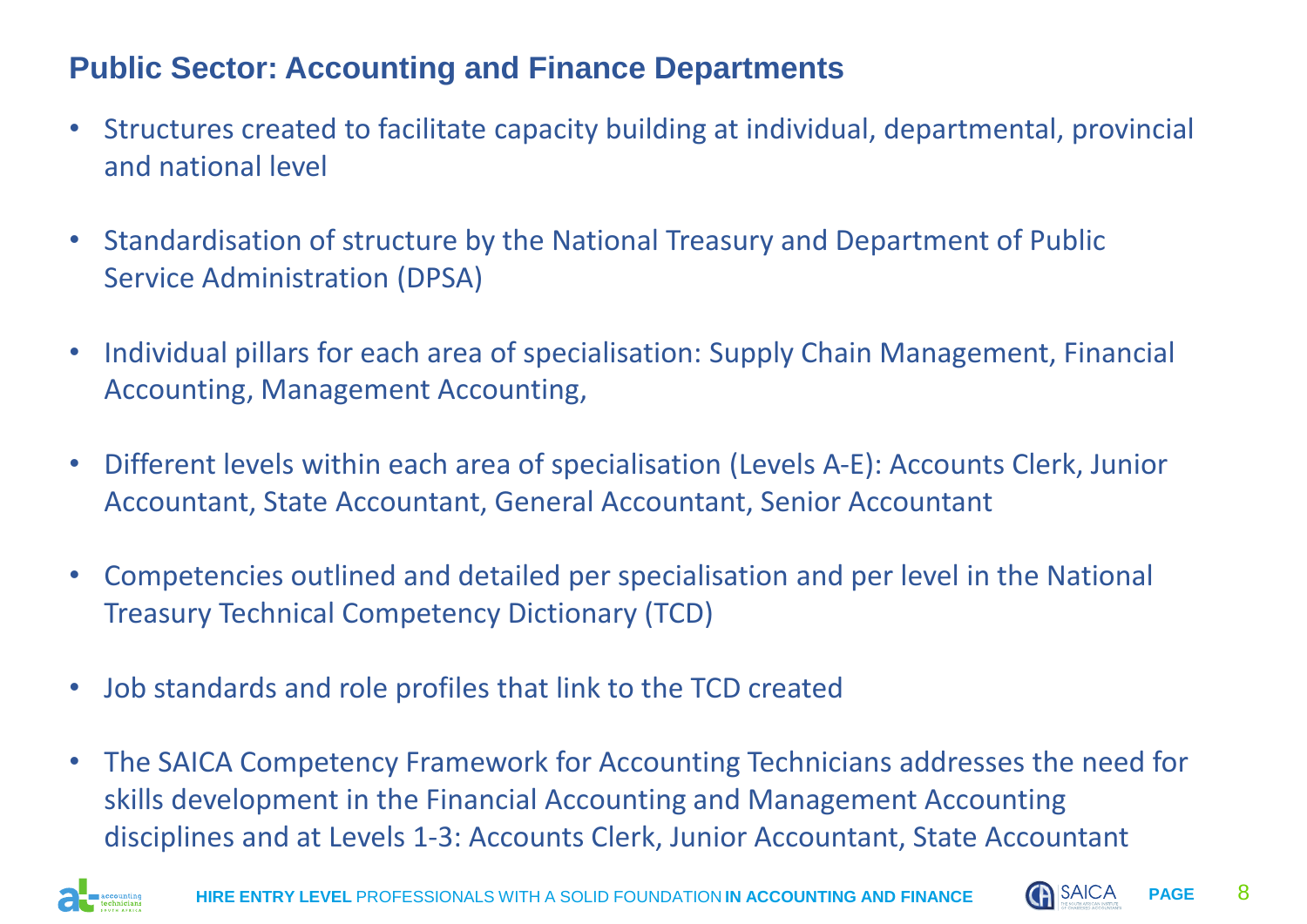## Public Sector: Accounting and Finance Departments

- Structures created to facilitate capacity building at individual, departmental, provincial and national level
- Standardisation of structure by the National Treasury and Department of Public Service Administration (DPSA)
- Individual pillars for each area of specialisation: Supply Chain Management, Financial Accounting, Management Accounting,
- Different levels within each area of specialisation (Levels A-E): Accounts Clerk, Junior Accountant, State Accountant, General Accountant, Senior Accountant
- Competencies outlined and detailed per specialisation and per level in the National Treasury Technical Competency Dictionary (TCD)
- Job standards and role profiles that link to the TCD created
- The SAICA Competency Framework for Accounting Technicians addresses the need for skills development in the Financial Accounting and Management Accounting disciplines and at Levels 1-3: Accounts Clerk, Junior Accountant, State Accountant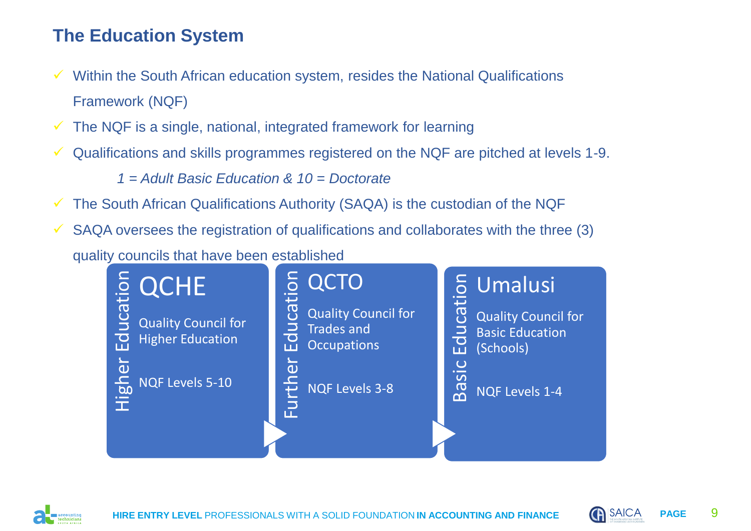## The Education System

- Within the South African education system, resides the National Qualifications Framework (NQF)
- The NQF is a single, national, integrated framework for learning
- Qualifications and skills programmes registered on the NQF are pitched at levels 1-9.

  *1 = Adult Basic Education & 10 = Doctorate*
- The South African Qualifications Authority (SAQA) is the custodian of the NQF
- SAQA oversees the registration of qualifications and collaborates with the three (3) quality councils that have been established

**Higher Education**

**QCHE**

Quality Council for Higher Education

NQF Levels 5-10

**Further Education**

**QCTO**

Quality Council for Trades and Occupations

NQF Levels 3-8

**Basic Education**

**Umalusi**

Quality Council for Basic Education (Schools)

NQF Levels 1-4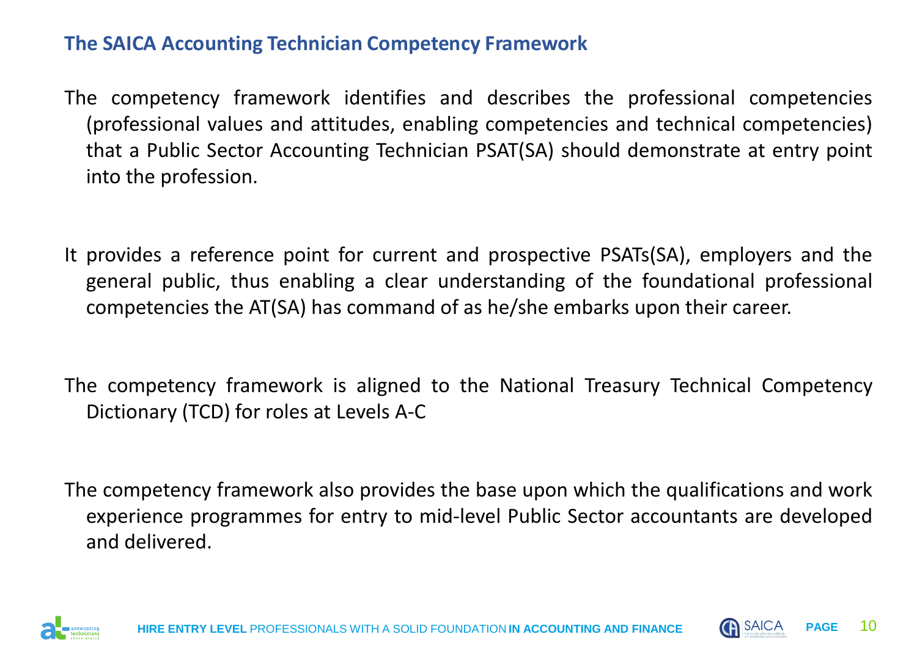## The SAICA Accounting Technician Competency Framework

The competency framework identifies and describes the professional competencies (professional values and attitudes, enabling competencies and technical competencies) that a Public Sector Accounting Technician PSAT(SA) should demonstrate at entry point into the profession.

It provides a reference point for current and prospective PSATs(SA), employers and the general public, thus enabling a clear understanding of the foundational professional competencies the AT(SA) has command of as he/she embarks upon their career.

The competency framework is aligned to the National Treasury Technical Competency Dictionary (TCD) for roles at Levels A-C

The competency framework also provides the base upon which the qualifications and work experience programmes for entry to mid-level Public Sector accountants are developed and delivered.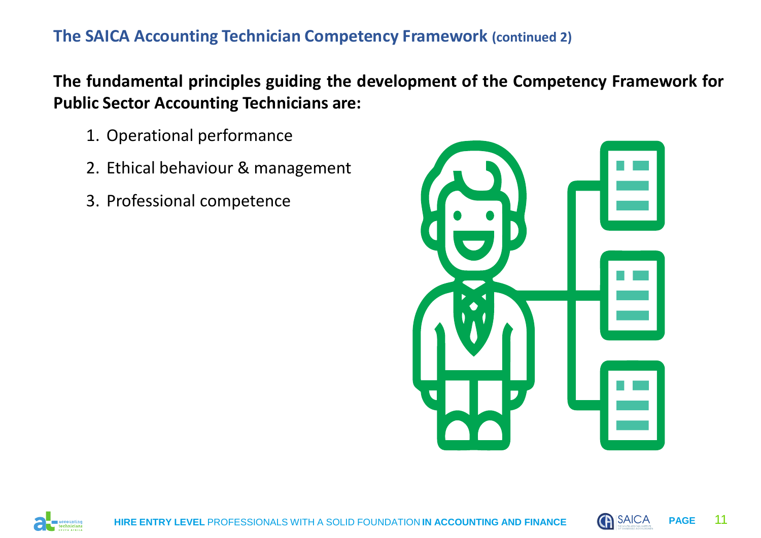## The SAICA Accounting Technician Competency Framework (continued 2)

**The fundamental principles guiding the development of the Competency Framework for Public Sector Accounting Technicians are:**

1. Operational performance
2. Ethical behaviour & management
3. Professional competence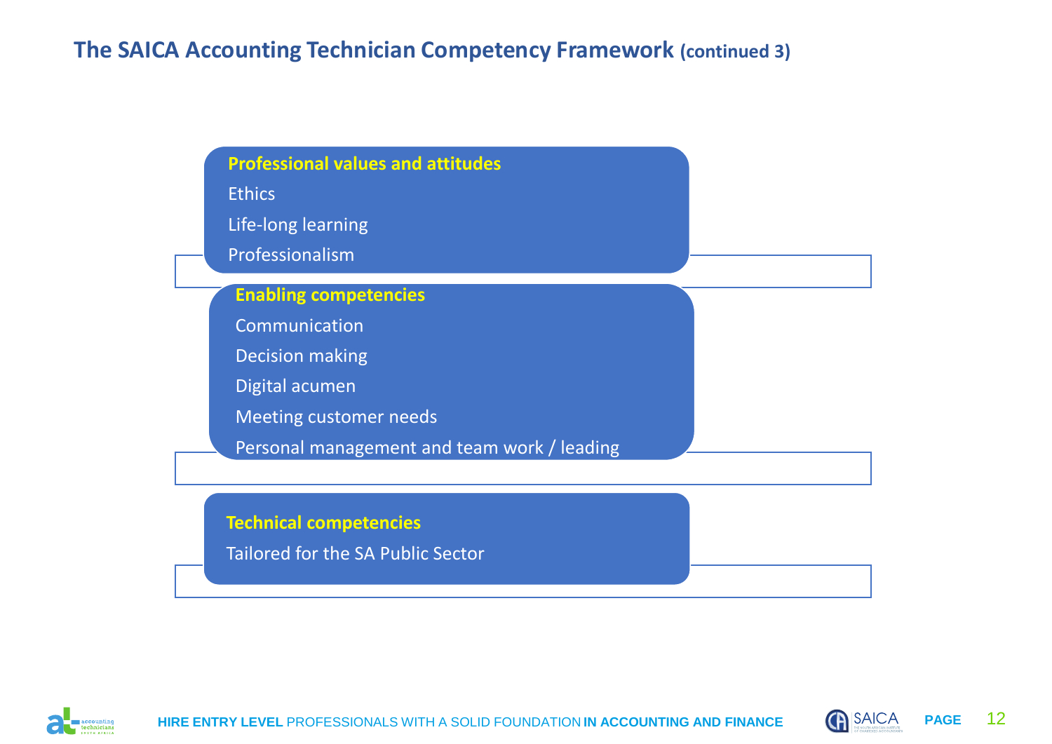# The SAICA Accounting Technician Competency Framework (continued 3)

**Professional values and attitudes**

- Ethics
- Life-long learning
- Professionalism

**Enabling competencies**

- Communication
- Decision making
- Digital acumen
- Meeting customer needs
- Personal management and team work / leading

**Technical competencies**

- Tailored for the SA Public Sector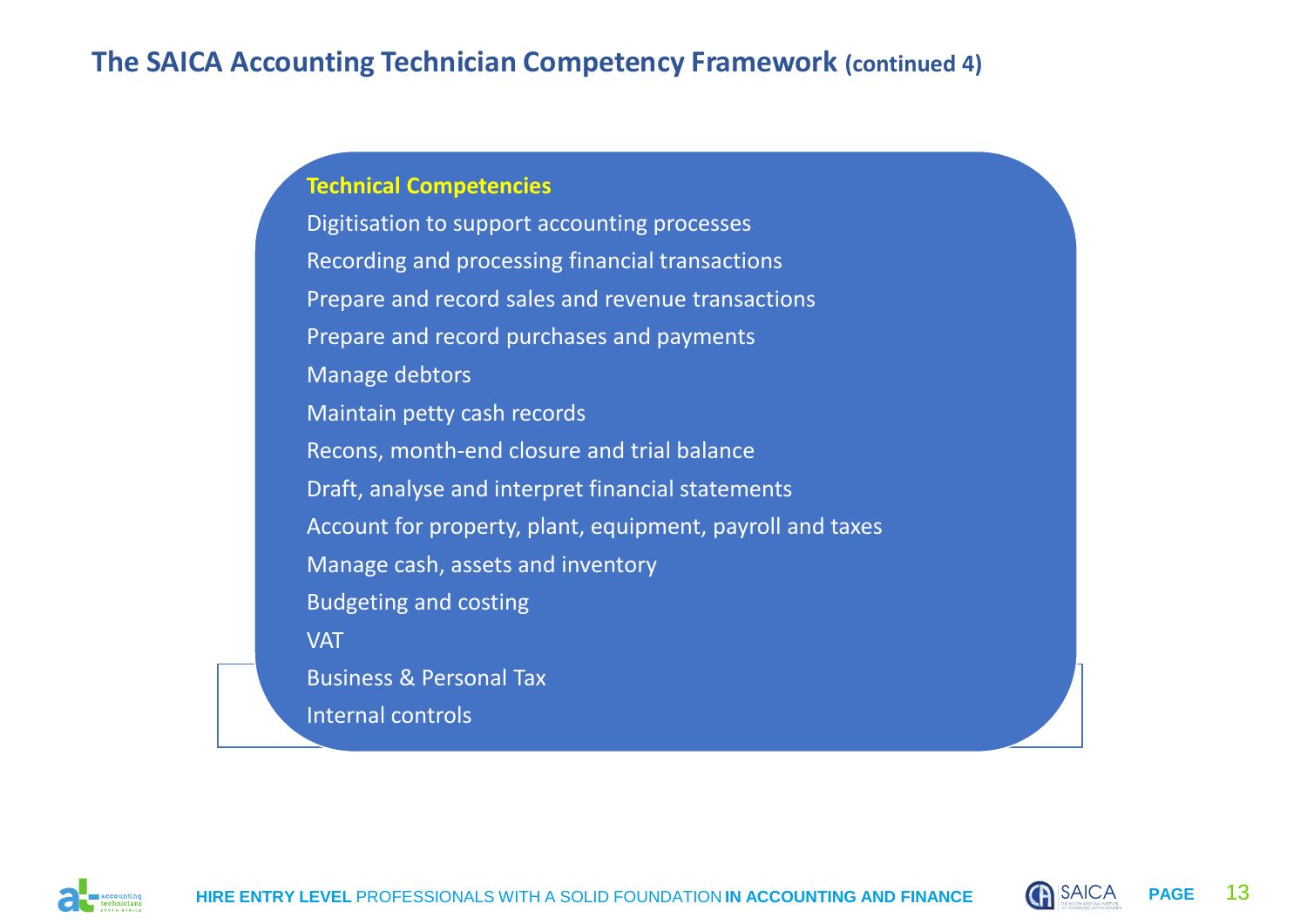# The SAICA Accounting Technician Competency Framework (continued 4)

**Technical Competencies**

- Digitisation to support accounting processes
- Recording and processing financial transactions
- Prepare and record sales and revenue transactions
- Prepare and record purchases and payments
- Manage debtors
- Maintain petty cash records
- Recons, month-end closure and trial balance
- Draft, analyse and interpret financial statements
- Account for property, plant, equipment, payroll and taxes
- Manage cash, assets and inventory
- Budgeting and costing
- VAT
- Business & Personal Tax
- Internal controls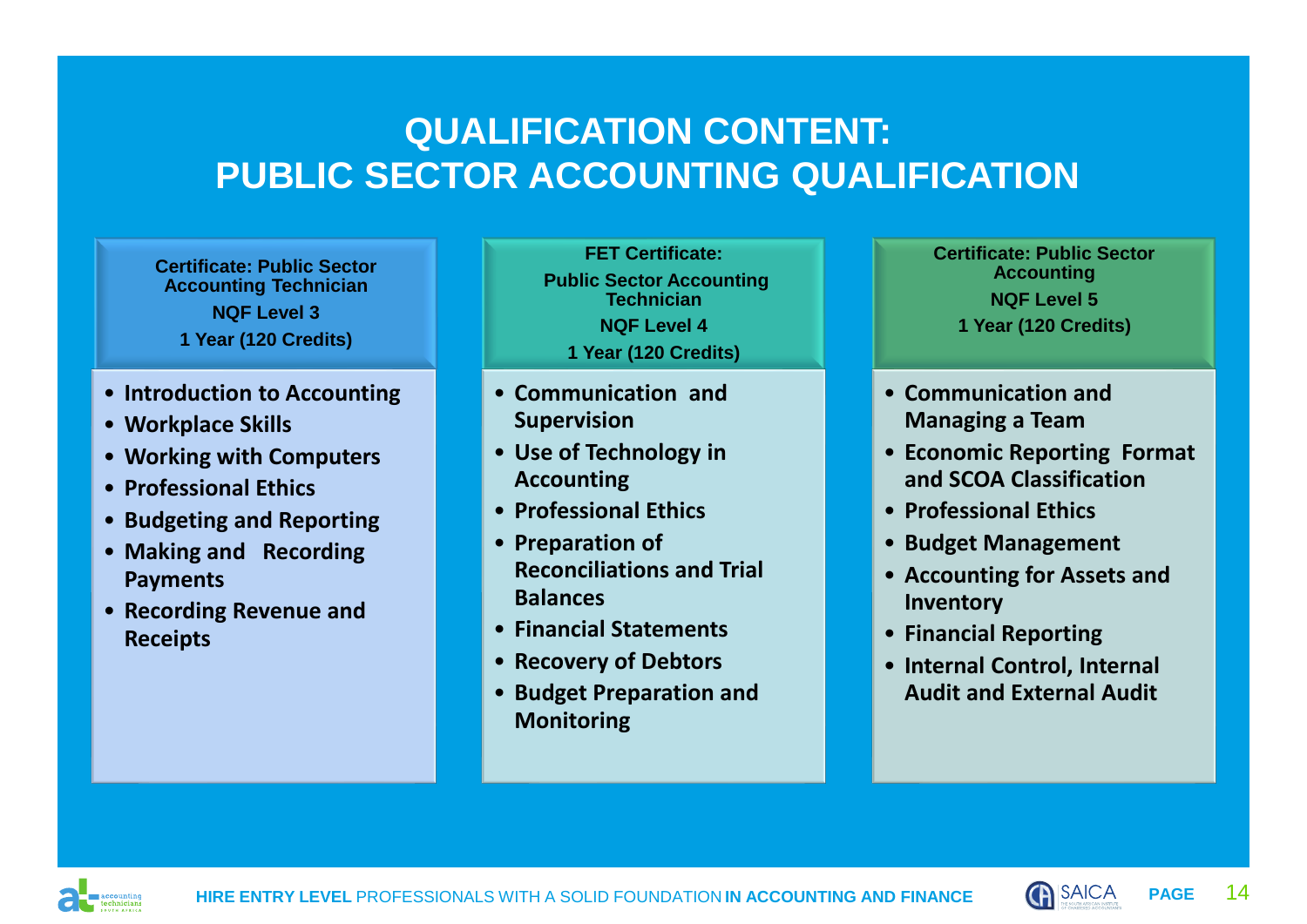# QUALIFICATION CONTENT:
# PUBLIC SECTOR ACCOUNTING QUALIFICATION

### Certificate: Public Sector Accounting Technician

**NQF Level 3**

**1 Year (120 Credits)**

- Introduction to Accounting
- Workplace Skills
- Working with Computers
- Professional Ethics
- Budgeting and Reporting
- Making and Recording Payments
- Recording Revenue and Receipts

### FET Certificate: Public Sector Accounting Technician

**NQF Level 4**

**1 Year (120 Credits)**

- Communication and Supervision
- Use of Technology in Accounting
- Professional Ethics
- Preparation of Reconciliations and Trial Balances
- Financial Statements
- Recovery of Debtors
- Budget Preparation and Monitoring

### Certificate: Public Sector Accounting

**NQF Level 5**

**1 Year (120 Credits)**

- Communication and Managing a Team
- Economic Reporting Format and SCOA Classification
- Professional Ethics
- Budget Management
- Accounting for Assets and Inventory
- Financial Reporting
- Internal Control, Internal Audit and External Audit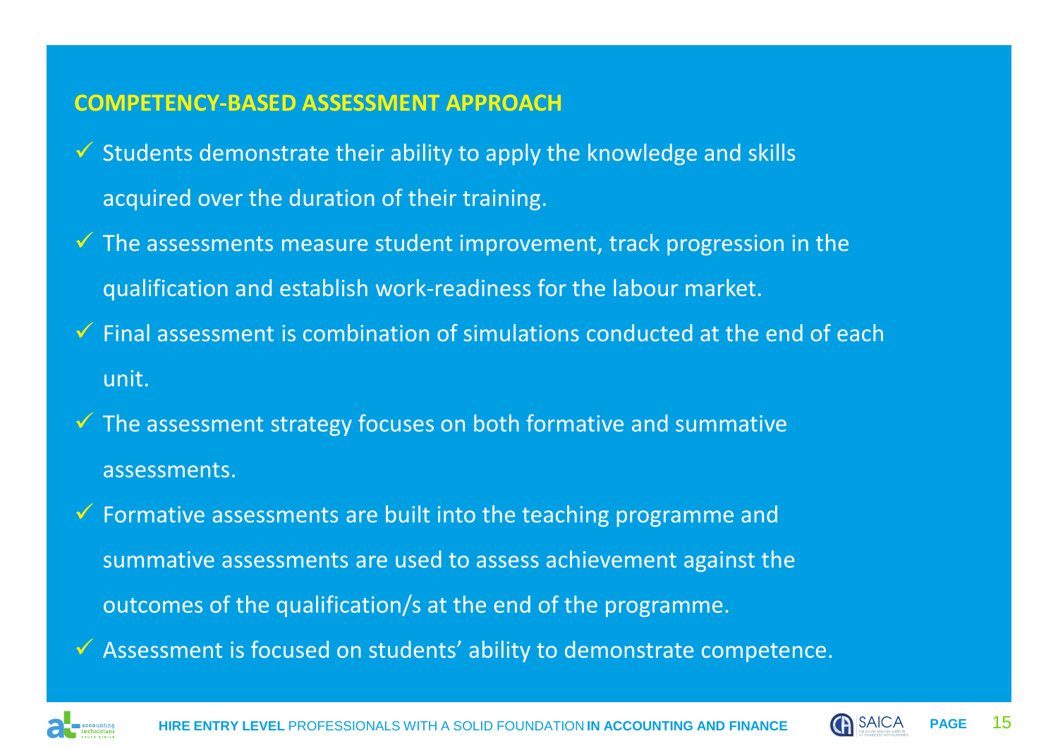## COMPETENCY-BASED ASSESSMENT APPROACH

- ✓ Students demonstrate their ability to apply the knowledge and skills acquired over the duration of their training.
- ✓ The assessments measure student improvement, track progression in the qualification and establish work-readiness for the labour market.
- ✓ Final assessment is combination of simulations conducted at the end of each unit.
- ✓ The assessment strategy focuses on both formative and summative assessments.
- ✓ Formative assessments are built into the teaching programme and summative assessments are used to assess achievement against the outcomes of the qualification/s at the end of the programme.
- ✓ Assessment is focused on students' ability to demonstrate competence.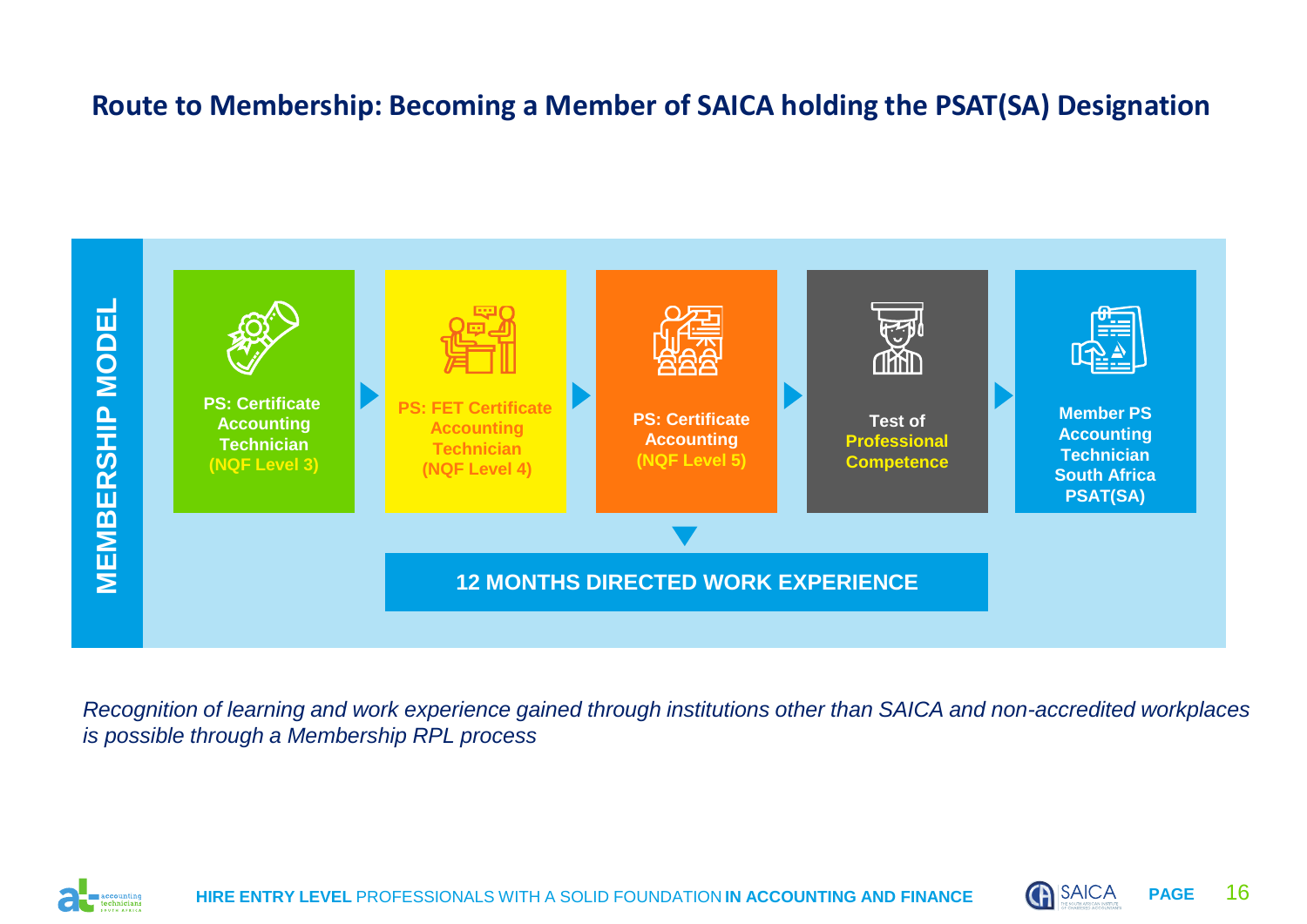## Route to Membership: Becoming a Member of SAICA holding the PSAT(SA) Designation

**MEMBERSHIP MODEL**

1. **PS: Certificate Accounting Technician (NQF Level 3)**
2. **PS: FET Certificate Accounting Technician (NQF Level 4)**
3. **PS: Certificate Accounting (NQF Level 5)**
4. **Test of Professional Competence**
5. **Member PS Accounting Technician South Africa PSAT(SA)**

**12 MONTHS DIRECTED WORK EXPERIENCE**

*Recognition of learning and work experience gained through institutions other than SAICA and non-accredited workplaces is possible through a Membership RPL process*

**HIRE ENTRY LEVEL** PROFESSIONALS WITH A SOLID FOUNDATION **IN ACCOUNTING AND FINANCE**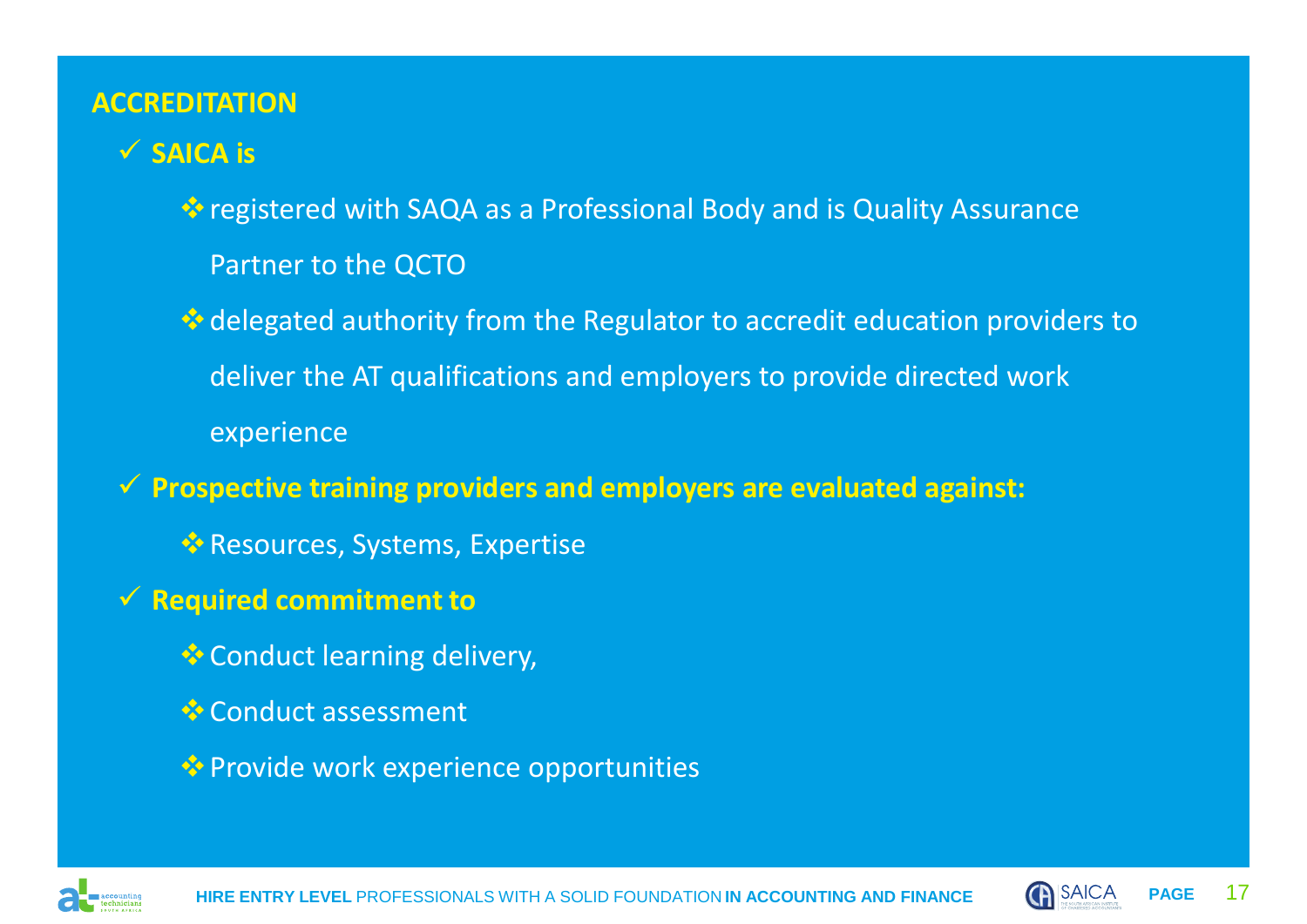## ACCREDITATION

- **SAICA is**
  - registered with SAQA as a Professional Body and is Quality Assurance Partner to the QCTO
  - delegated authority from the Regulator to accredit education providers to deliver the AT qualifications and employers to provide directed work experience
- **Prospective training providers and employers are evaluated against:**
  - Resources, Systems, Expertise
- **Required commitment to**
  - Conduct learning delivery,
  - Conduct assessment
  - Provide work experience opportunities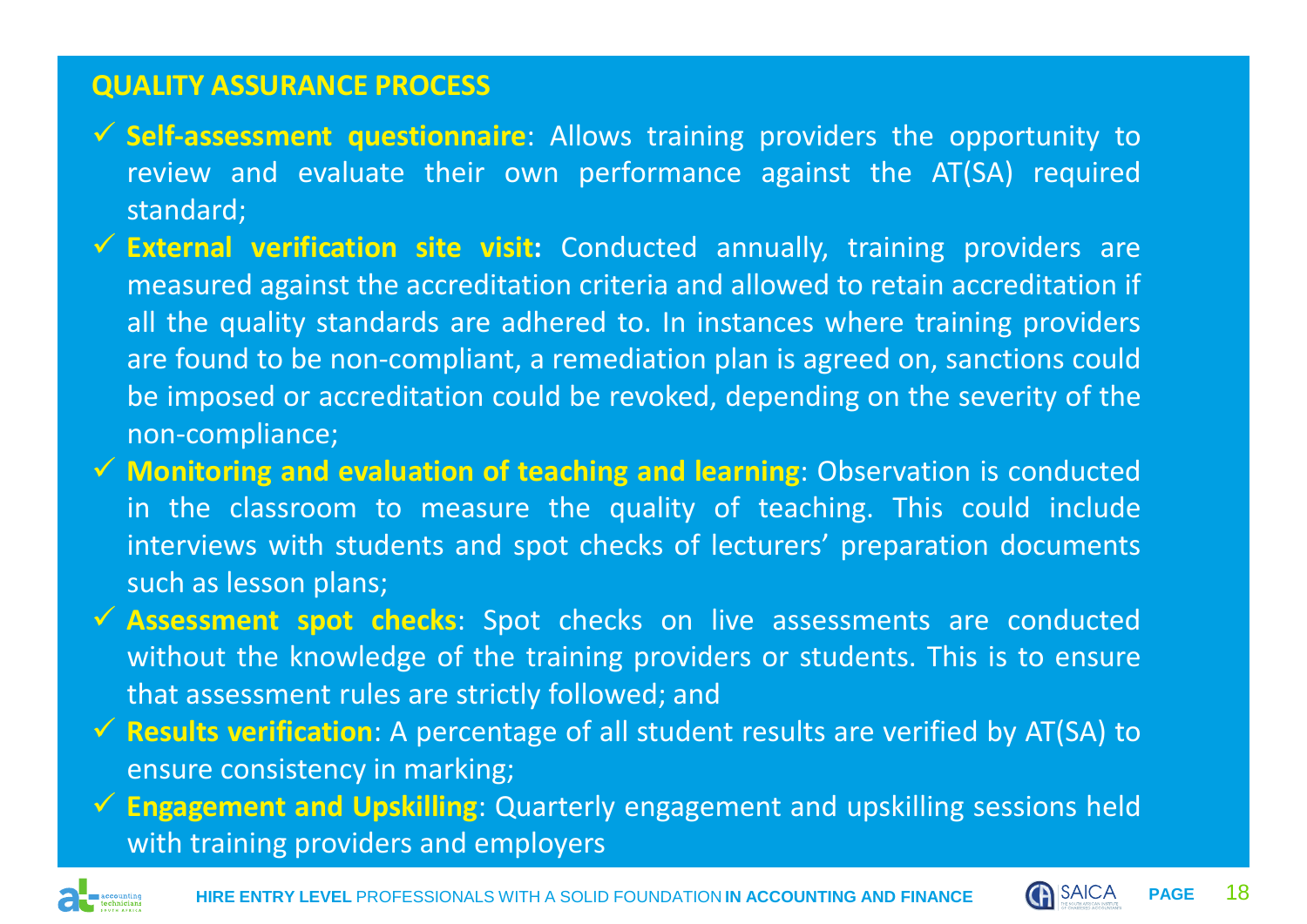## QUALITY ASSURANCE PROCESS

- ✓ **Self-assessment questionnaire**: Allows training providers the opportunity to review and evaluate their own performance against the AT(SA) required standard;
- ✓ **External verification site visit:** Conducted annually, training providers are measured against the accreditation criteria and allowed to retain accreditation if all the quality standards are adhered to. In instances where training providers are found to be non-compliant, a remediation plan is agreed on, sanctions could be imposed or accreditation could be revoked, depending on the severity of the non-compliance;
- ✓ **Monitoring and evaluation of teaching and learning**: Observation is conducted in the classroom to measure the quality of teaching. This could include interviews with students and spot checks of lecturers' preparation documents such as lesson plans;
- ✓ **Assessment spot checks**: Spot checks on live assessments are conducted without the knowledge of the training providers or students. This is to ensure that assessment rules are strictly followed; and
- ✓ **Results verification**: A percentage of all student results are verified by AT(SA) to ensure consistency in marking;
- ✓ **Engagement and Upskilling**: Quarterly engagement and upskilling sessions held with training providers and employers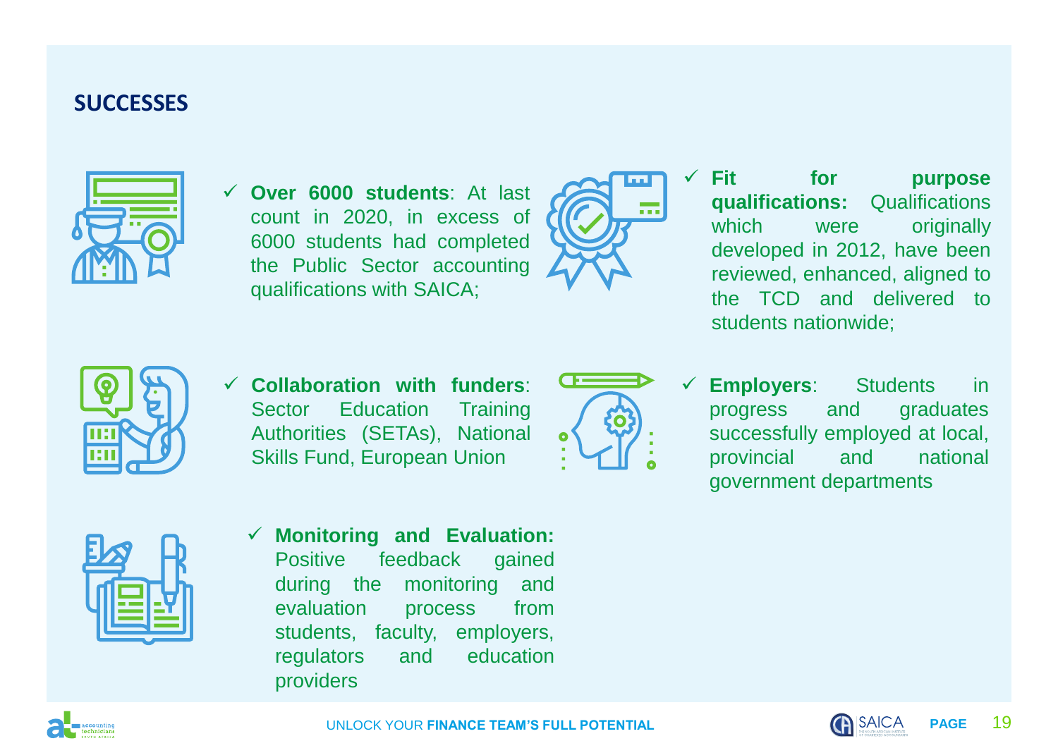## SUCCESSES

- **Over 6000 students**: At last count in 2020, in excess of 6000 students had completed the Public Sector accounting qualifications with SAICA;
- **Fit for purpose qualifications:** Qualifications which were originally developed in 2012, have been reviewed, enhanced, aligned to the TCD and delivered to students nationwide;
- **Collaboration with funders**: Sector Education Training Authorities (SETAs), National Skills Fund, European Union
- **Employers**: Students in progress and graduates successfully employed at local, provincial and national government departments
- **Monitoring and Evaluation:** Positive feedback gained during the monitoring and evaluation process from students, faculty, employers, regulators and education providers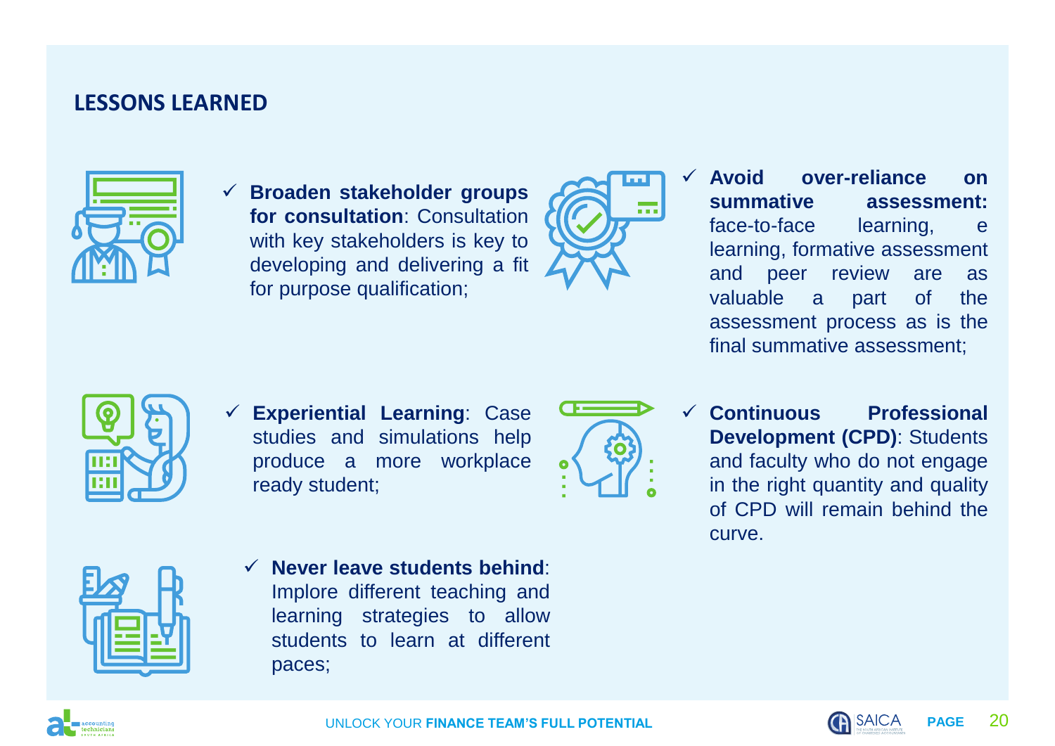## LESSONS LEARNED

- ✓ **Broaden stakeholder groups for consultation**: Consultation with key stakeholders is key to developing and delivering a fit for purpose qualification;
- ✓ **Avoid over-reliance on summative assessment:** face-to-face learning, e learning, formative assessment and peer review are as valuable a part of the assessment process as is the final summative assessment;
- ✓ **Experiential Learning**: Case studies and simulations help produce a more workplace ready student;
- ✓ **Continuous Professional Development (CPD)**: Students and faculty who do not engage in the right quantity and quality of CPD will remain behind the curve.
- ✓ **Never leave students behind**: Implore different teaching and learning strategies to allow students to learn at different paces;

UNLOCK YOUR **FINANCE TEAM'S FULL POTENTIAL**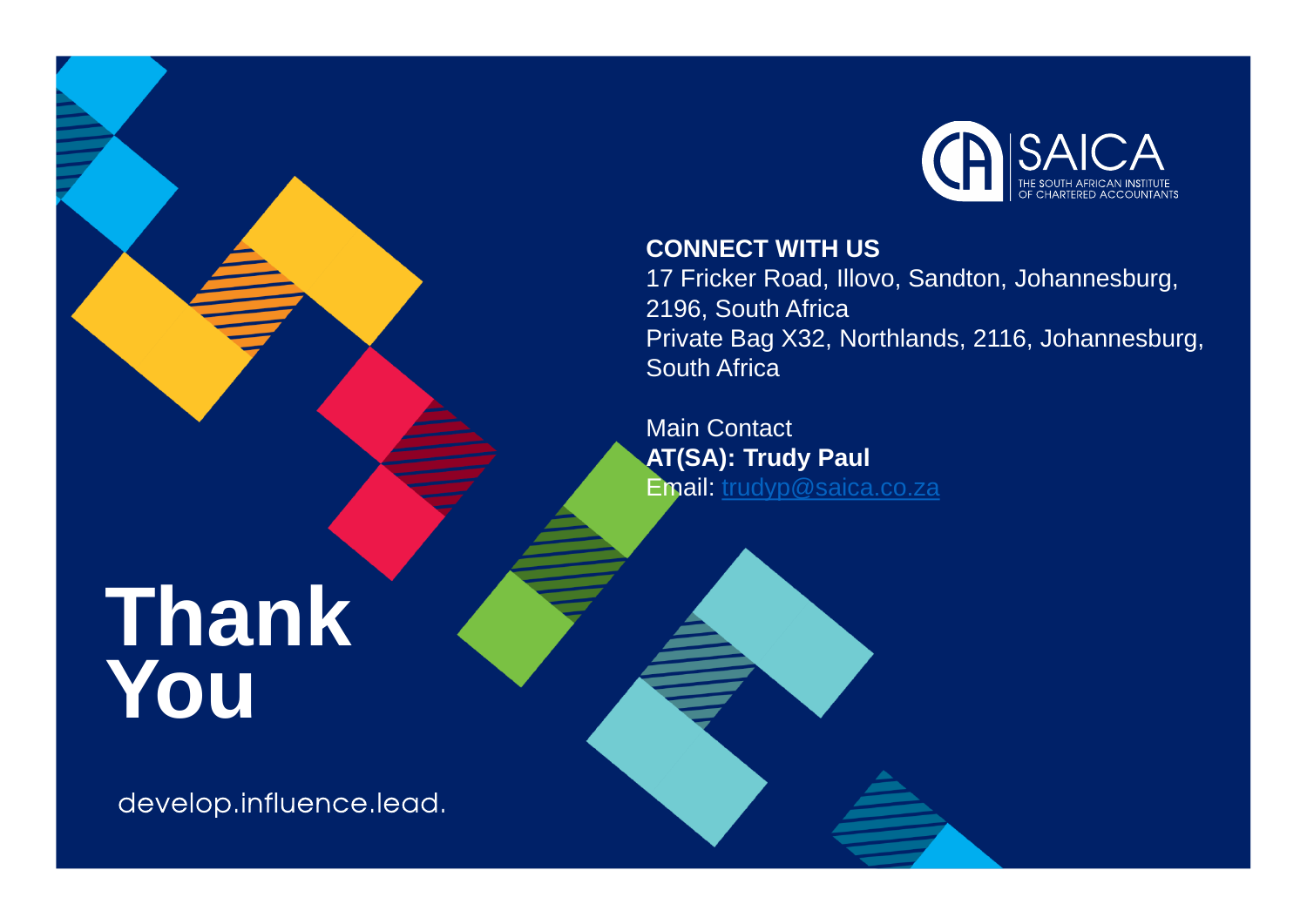SAICA
THE SOUTH AFRICAN INSTITUTE OF CHARTERED ACCOUNTANTS

**CONNECT WITH US**

17 Fricker Road, Illovo, Sandton, Johannesburg, 2196, South Africa

Private Bag X32, Northlands, 2116, Johannesburg, South Africa

Main Contact

**AT(SA): Trudy Paul**

Email: trudyp@saica.co.za

# Thank You

develop.influence.lead.